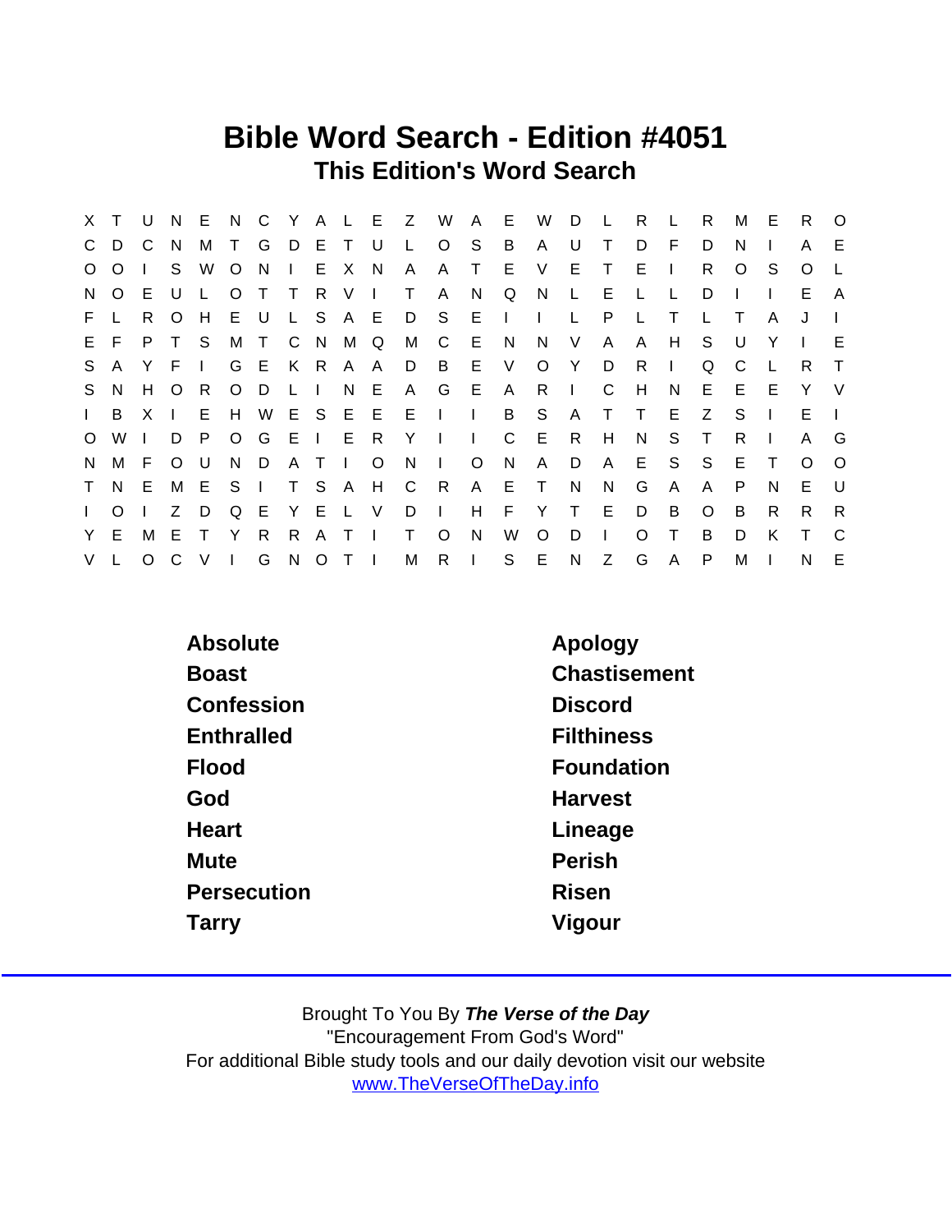# Bible Word Search - Edition #4051

## This Edition's Word Search

```
X T U N E N C Y A L E Z W A E W D L R L R M E R O
C D C N M T G D E T U L O S B A U T D F D N I A E
O O I S W O N I E X N A A T E V E T E I R O S O L
N O E U L O T T R V I T A N Q N L E L L D I I E A
F L R O H E U L S A E D S E I I L P L T L T A J I
E F P T S M T C N M Q M C E N N V A A H S U Y I E
S A Y F I G E K R A A D B E V O Y D R I Q C L R T
S N H O R O D L I N E A G E A R I C H N E E E Y V
I B X I E H W E S E E E I I B S A T T E Z S I E I
O W I D P O G E I E R Y I I C E R H N S T R I A G
N M F O U N D A T I O N I O N A D A E S S E T O O
T N E M E S I T S A H C R A E T N N G A A P N E U
I O I Z D Q E Y E L V D I H F Y T E D B O B R R R
Y E M E T Y R R A T I T O N W O D I O T B D K T C
V L O C V I G N O T I M R I S E N Z G A P M I N E
```

| | |
|---|---|
| Absolute | Apology |
| Boast | Chastisement |
| Confession | Discord |
| Enthralled | Filthiness |
| Flood | Foundation |
| God | Harvest |
| Heart | Lineage |
| Mute | Perish |
| Persecution | Risen |
| Tarry | Vigour |

Brought To You By ***The Verse of the Day***
"Encouragement From God's Word"
For additional Bible study tools and our daily devotion visit our website
[www.TheVerseOfTheDay.info](http://www.TheVerseOfTheDay.info)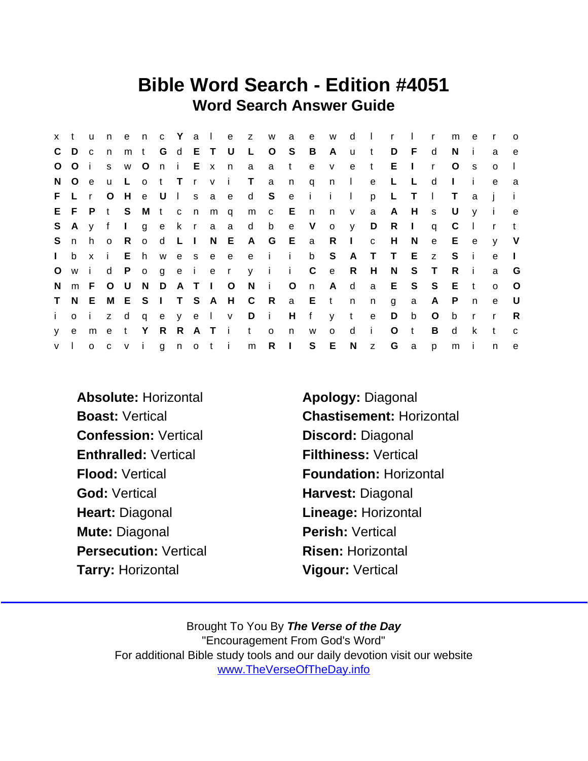# Bible Word Search - Edition #4051

## Word Search Answer Guide

```
x t u n e n c Y a l e z w a e w d l r l r m e r o
C D c n m t G d E T U L O S B A u t D F d N i a e
O O i s w O n i E x n a a t e v e t E I r O s o l
N O e u L o t T r v i T a n q n l e L L d I i e a
F L r O H e U l s a e d S e i i l p L T l T a j i
E F P t S M t c n m q m c E n n v a A H s U y i e
S A y f I g e k r a a d b e V o y D R I q C l r t
S n h o R o d L I N E A G E a R I c H N e E e y V
I b x i E h w e s e e e i i b S A T T E z S i e I
O w i d P o g e i e r y i i C e R H N S T R i a G
N m F O U N D A T I O N i O n A d a E S S E t o O
T N E M E S I T S A H C R a E t n n g a A P n e U
i o i z d q e y e l v D i H f y t e D b O b r r R
y e m e t Y R R A T i t o n w o d i O t B d k t c
v l o c v i g n o t i m R I S E N z G a p m i n e
```

**Absolute:** Horizontal
**Apology:** Diagonal
**Boast:** Vertical
**Chastisement:** Horizontal
**Confession:** Vertical
**Discord:** Diagonal
**Enthralled:** Vertical
**Filthiness:** Vertical
**Flood:** Vertical
**Foundation:** Horizontal
**God:** Vertical
**Harvest:** Diagonal
**Heart:** Diagonal
**Lineage:** Horizontal
**Mute:** Diagonal
**Perish:** Vertical
**Persecution:** Vertical
**Risen:** Horizontal
**Tarry:** Horizontal
**Vigour:** Vertical

Brought To You By ***The Verse of the Day***
"Encouragement From God's Word"
For additional Bible study tools and our daily devotion visit our website
www.TheVerseOfTheDay.info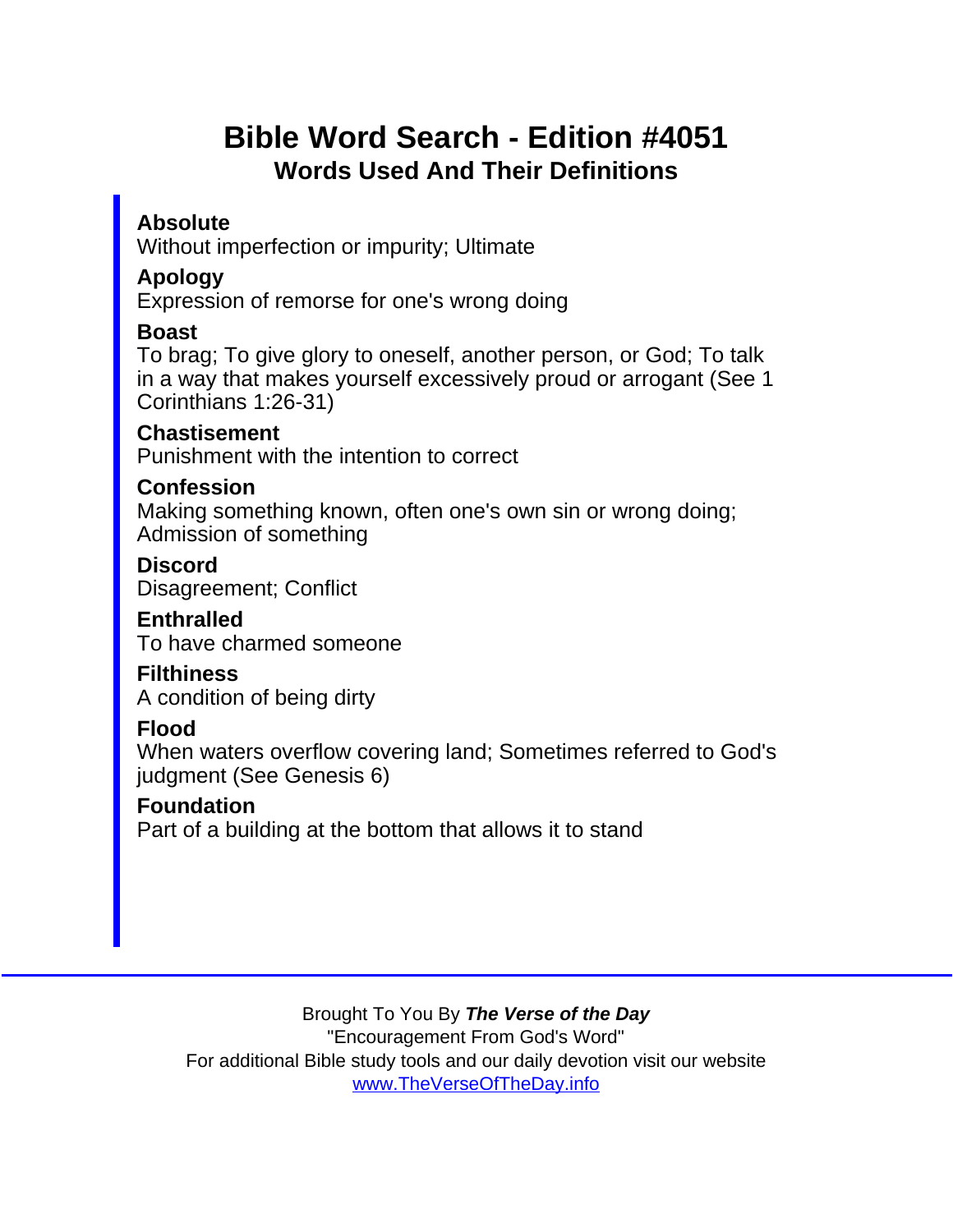# Bible Word Search - Edition #4051

## Words Used And Their Definitions

**Absolute**
Without imperfection or impurity; Ultimate

**Apology**
Expression of remorse for one's wrong doing

**Boast**
To brag; To give glory to oneself, another person, or God; To talk in a way that makes yourself excessively proud or arrogant (See 1 Corinthians 1:26-31)

**Chastisement**
Punishment with the intention to correct

**Confession**
Making something known, often one's own sin or wrong doing; Admission of something

**Discord**
Disagreement; Conflict

**Enthralled**
To have charmed someone

**Filthiness**
A condition of being dirty

**Flood**
When waters overflow covering land; Sometimes referred to God's judgment (See Genesis 6)

**Foundation**
Part of a building at the bottom that allows it to stand

---

Brought To You By ***The Verse of the Day***
"Encouragement From God's Word"
For additional Bible study tools and our daily devotion visit our website
www.TheVerseOfTheDay.info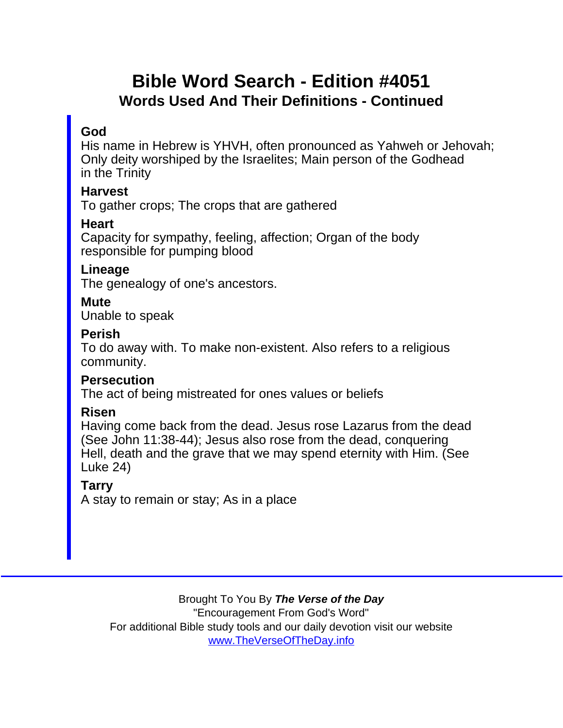# Bible Word Search - Edition #4051

## Words Used And Their Definitions - Continued

**God**
His name in Hebrew is YHVH, often pronounced as Yahweh or Jehovah; Only deity worshiped by the Israelites; Main person of the Godhead in the Trinity

**Harvest**
To gather crops; The crops that are gathered

**Heart**
Capacity for sympathy, feeling, affection; Organ of the body responsible for pumping blood

**Lineage**
The genealogy of one's ancestors.

**Mute**
Unable to speak

**Perish**
To do away with. To make non-existent. Also refers to a religious community.

**Persecution**
The act of being mistreated for ones values or beliefs

**Risen**
Having come back from the dead. Jesus rose Lazarus from the dead (See John 11:38-44); Jesus also rose from the dead, conquering Hell, death and the grave that we may spend eternity with Him. (See Luke 24)

**Tarry**
A stay to remain or stay; As in a place

---

Brought To You By ***The Verse of the Day***
"Encouragement From God's Word"
For additional Bible study tools and our daily devotion visit our website
www.TheVerseOfTheDay.info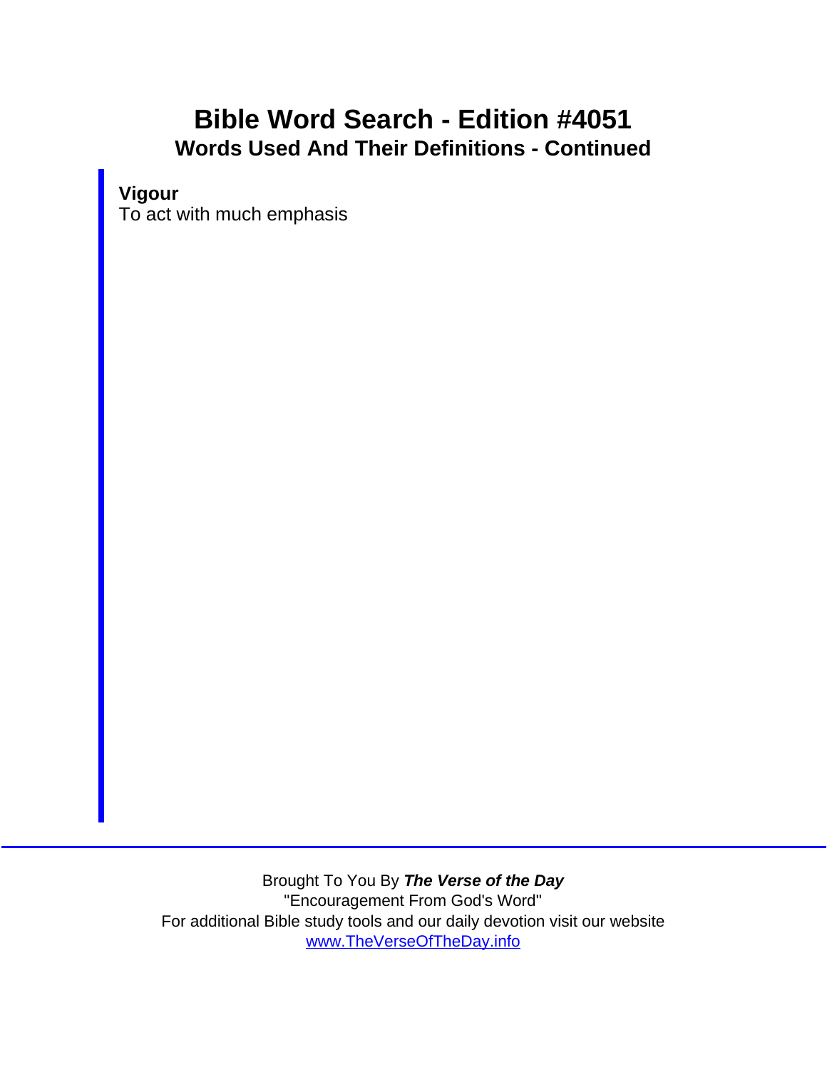# Bible Word Search - Edition #4051

## Words Used And Their Definitions - Continued

**Vigour**
To act with much emphasis

Brought To You By ***The Verse of the Day***
"Encouragement From God's Word"
For additional Bible study tools and our daily devotion visit our website
www.TheVerseOfTheDay.info